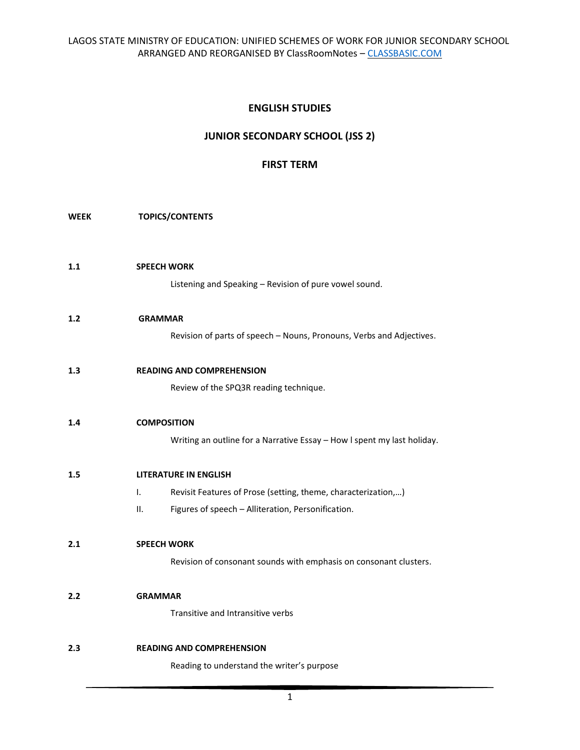# ENGLISH STUDIES

## JUNIOR SECONDARY SCHOOL (JSS 2)

## FIRST TERM

**WEEK** **TOPICS/CONTENTS**

**1.1** **SPEECH WORK**

Listening and Speaking – Revision of pure vowel sound.

**1.2** **GRAMMAR**

Revision of parts of speech – Nouns, Pronouns, Verbs and Adjectives.

**1.3** **READING AND COMPREHENSION**

Review of the SPQ3R reading technique.

**1.4** **COMPOSITION**

Writing an outline for a Narrative Essay – How I spent my last holiday.

**1.5** **LITERATURE IN ENGLISH**

I. Revisit Features of Prose (setting, theme, characterization,…)

II. Figures of speech – Alliteration, Personification.

**2.1** **SPEECH WORK**

Revision of consonant sounds with emphasis on consonant clusters.

**2.2** **GRAMMAR**

Transitive and Intransitive verbs

**2.3** **READING AND COMPREHENSION**

Reading to understand the writer's purpose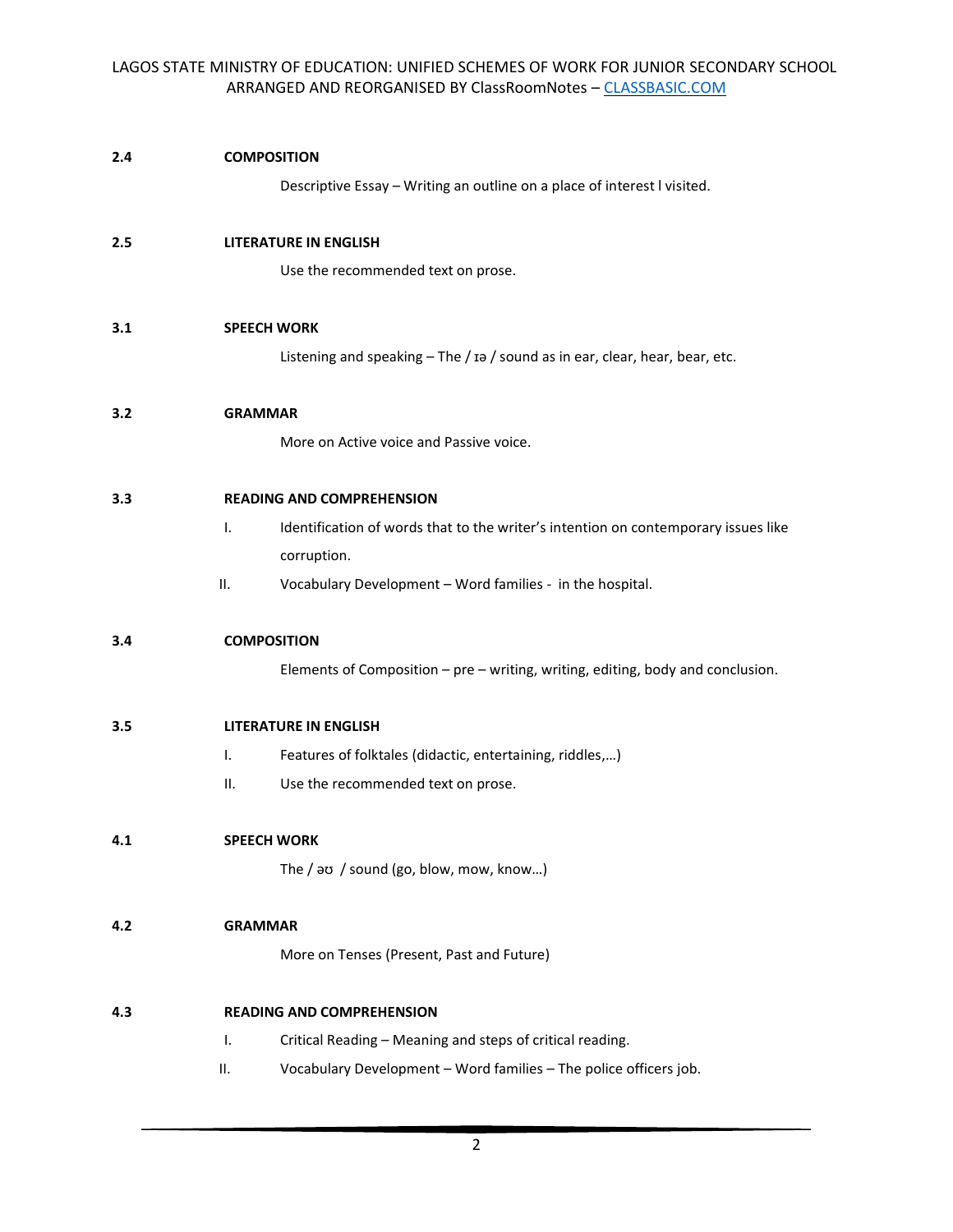**2.4 COMPOSITION**

Descriptive Essay – Writing an outline on a place of interest l visited.

**2.5 LITERATURE IN ENGLISH**

Use the recommended text on prose.

**3.1 SPEECH WORK**

Listening and speaking – The / ɪə / sound as in ear, clear, hear, bear, etc.

**3.2 GRAMMAR**

More on Active voice and Passive voice.

**3.3 READING AND COMPREHENSION**

I. Identification of words that to the writer's intention on contemporary issues like corruption.

II. Vocabulary Development – Word families - in the hospital.

**3.4 COMPOSITION**

Elements of Composition – pre – writing, writing, editing, body and conclusion.

**3.5 LITERATURE IN ENGLISH**

I. Features of folktales (didactic, entertaining, riddles,…)

II. Use the recommended text on prose.

**4.1 SPEECH WORK**

The / əʊ / sound (go, blow, mow, know…)

**4.2 GRAMMAR**

More on Tenses (Present, Past and Future)

**4.3 READING AND COMPREHENSION**

I. Critical Reading – Meaning and steps of critical reading.

II. Vocabulary Development – Word families – The police officers job.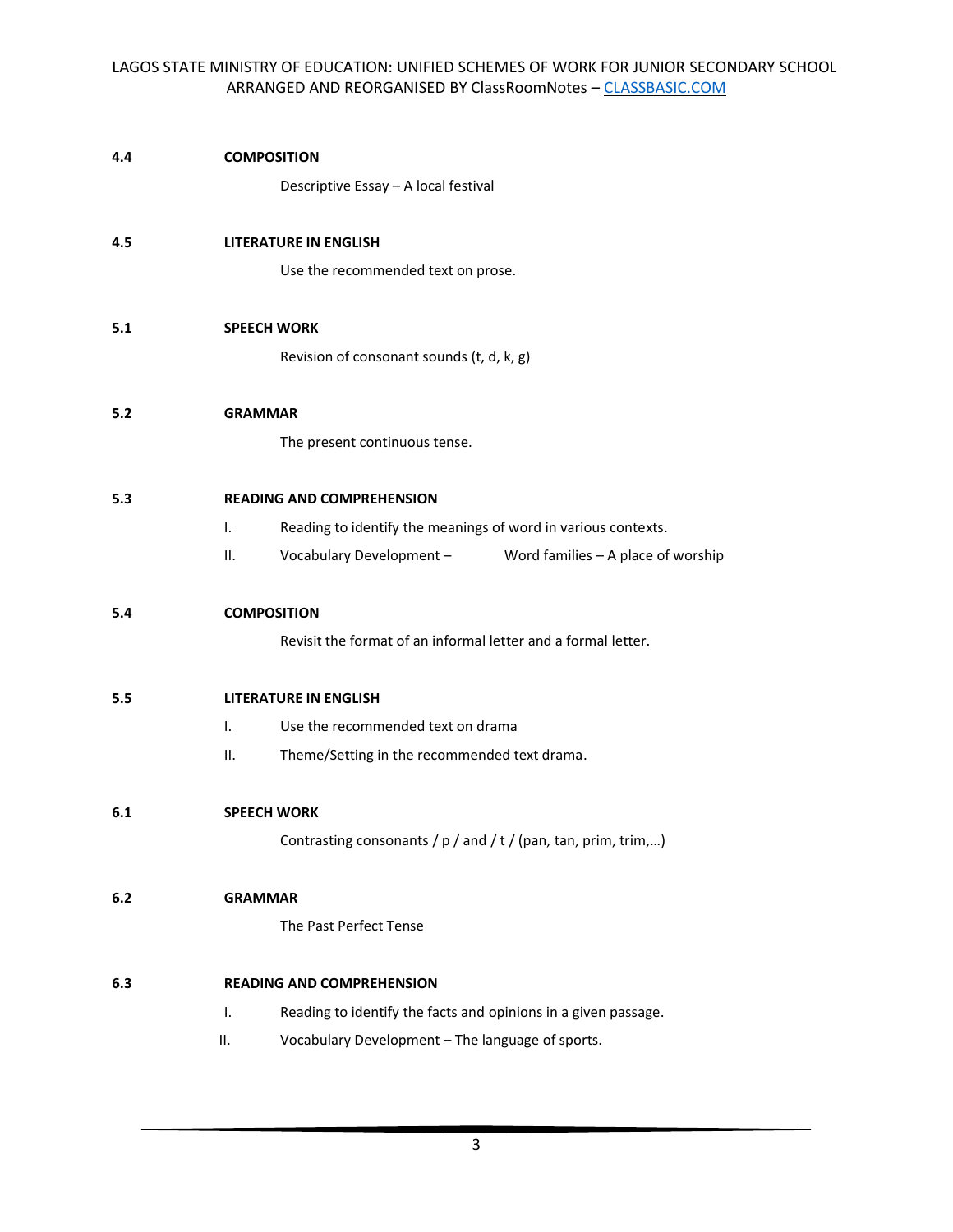**4.4 COMPOSITION**

Descriptive Essay – A local festival

**4.5 LITERATURE IN ENGLISH**

Use the recommended text on prose.

**5.1 SPEECH WORK**

Revision of consonant sounds (t, d, k, g)

**5.2 GRAMMAR**

The present continuous tense.

**5.3 READING AND COMPREHENSION**

I. Reading to identify the meanings of word in various contexts.

II. Vocabulary Development – Word families – A place of worship

**5.4 COMPOSITION**

Revisit the format of an informal letter and a formal letter.

**5.5 LITERATURE IN ENGLISH**

I. Use the recommended text on drama

II. Theme/Setting in the recommended text drama.

**6.1 SPEECH WORK**

Contrasting consonants / p / and / t / (pan, tan, prim, trim,…)

**6.2 GRAMMAR**

The Past Perfect Tense

**6.3 READING AND COMPREHENSION**

I. Reading to identify the facts and opinions in a given passage.

II. Vocabulary Development – The language of sports.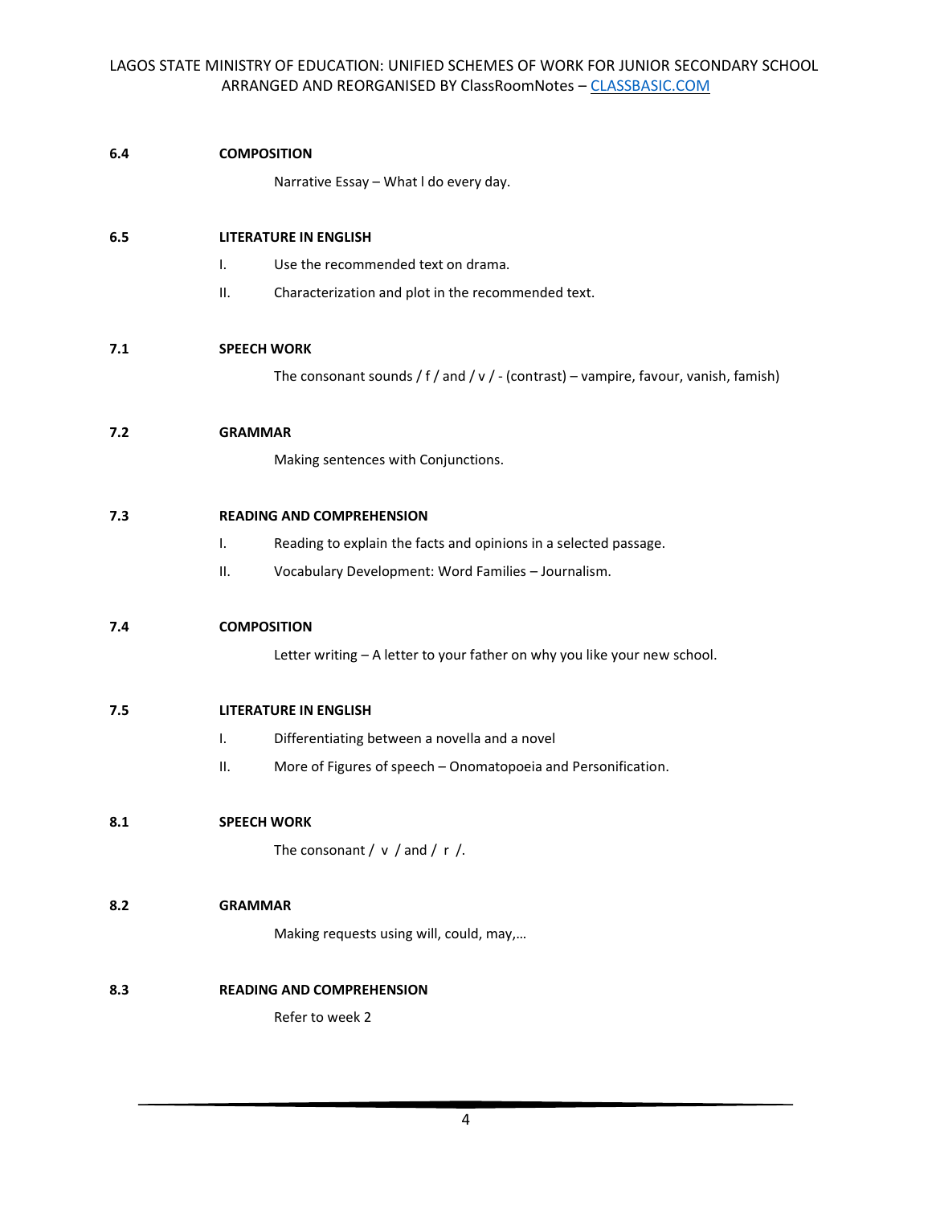**6.4 COMPOSITION**

Narrative Essay – What l do every day.

**6.5 LITERATURE IN ENGLISH**

I. Use the recommended text on drama.

II. Characterization and plot in the recommended text.

**7.1 SPEECH WORK**

The consonant sounds / f / and / v / - (contrast) – vampire, favour, vanish, famish)

**7.2 GRAMMAR**

Making sentences with Conjunctions.

**7.3 READING AND COMPREHENSION**

I. Reading to explain the facts and opinions in a selected passage.

II. Vocabulary Development: Word Families – Journalism.

**7.4 COMPOSITION**

Letter writing – A letter to your father on why you like your new school.

**7.5 LITERATURE IN ENGLISH**

I. Differentiating between a novella and a novel

II. More of Figures of speech – Onomatopoeia and Personification.

**8.1 SPEECH WORK**

The consonant / v / and / r /.

**8.2 GRAMMAR**

Making requests using will, could, may,…

**8.3 READING AND COMPREHENSION**

Refer to week 2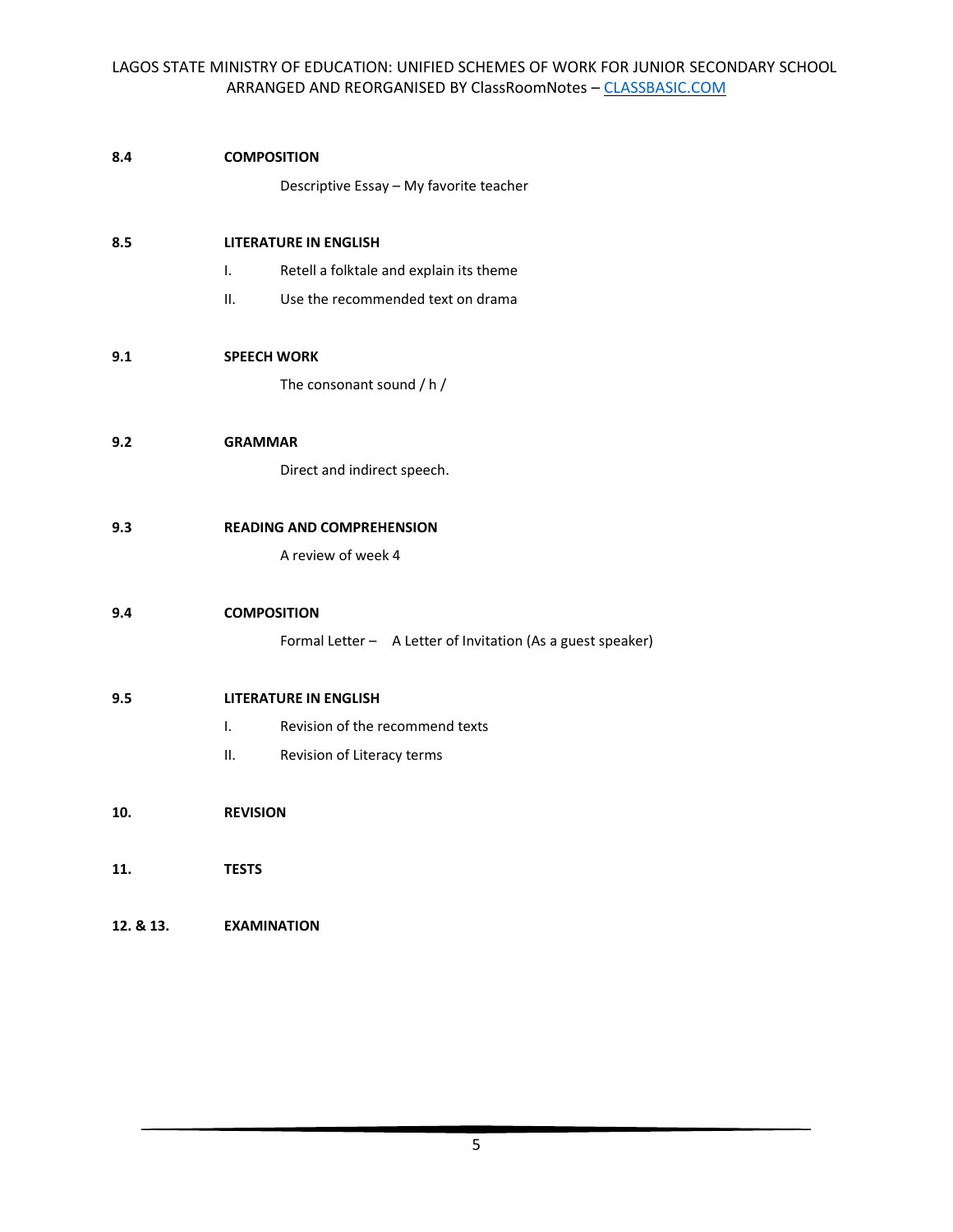**8.4** **COMPOSITION**

Descriptive Essay – My favorite teacher

**8.5** **LITERATURE IN ENGLISH**

I. Retell a folktale and explain its theme

II. Use the recommended text on drama

**9.1** **SPEECH WORK**

The consonant sound / h /

**9.2** **GRAMMAR**

Direct and indirect speech.

**9.3** **READING AND COMPREHENSION**

A review of week 4

**9.4** **COMPOSITION**

Formal Letter – A Letter of Invitation (As a guest speaker)

**9.5** **LITERATURE IN ENGLISH**

I. Revision of the recommend texts

II. Revision of Literacy terms

**10.** **REVISION**

**11.** **TESTS**

**12. & 13.** **EXAMINATION**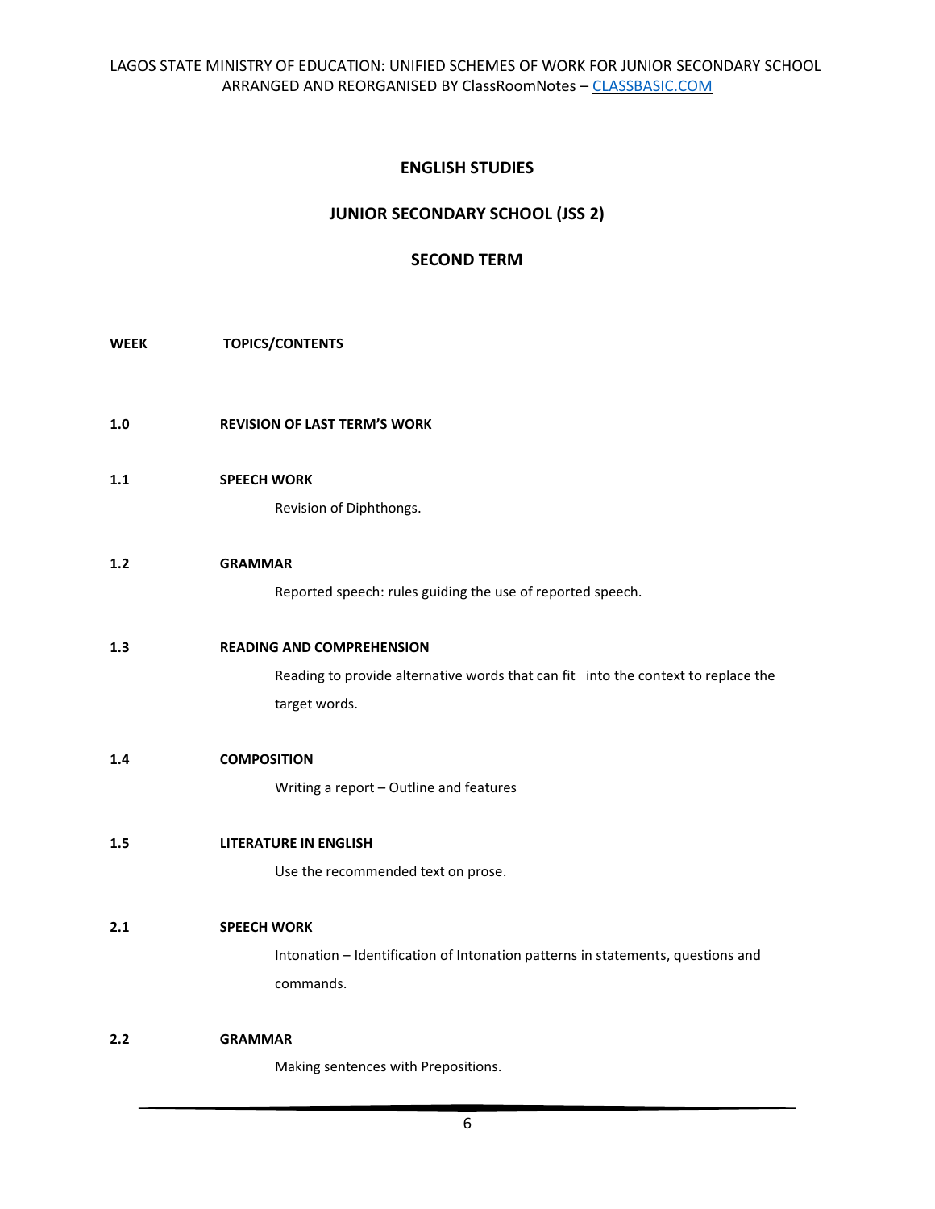## ENGLISH STUDIES

## JUNIOR SECONDARY SCHOOL (JSS 2)

## SECOND TERM

**WEEK** **TOPICS/CONTENTS**

**1.0** **REVISION OF LAST TERM'S WORK**

**1.1** **SPEECH WORK**

Revision of Diphthongs.

**1.2** **GRAMMAR**

Reported speech: rules guiding the use of reported speech.

**1.3** **READING AND COMPREHENSION**

Reading to provide alternative words that can fit into the context to replace the target words.

**1.4** **COMPOSITION**

Writing a report – Outline and features

**1.5** **LITERATURE IN ENGLISH**

Use the recommended text on prose.

**2.1** **SPEECH WORK**

Intonation – Identification of Intonation patterns in statements, questions and commands.

**2.2** **GRAMMAR**

Making sentences with Prepositions.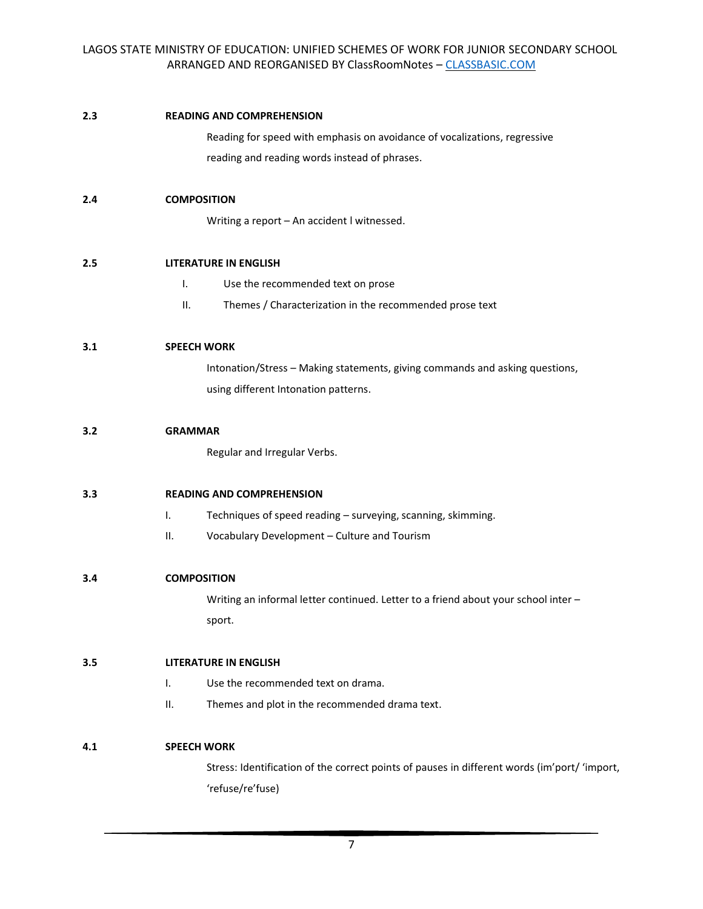**2.3 READING AND COMPREHENSION**

Reading for speed with emphasis on avoidance of vocalizations, regressive reading and reading words instead of phrases.

**2.4 COMPOSITION**

Writing a report – An accident I witnessed.

**2.5 LITERATURE IN ENGLISH**

I. Use the recommended text on prose

II. Themes / Characterization in the recommended prose text

**3.1 SPEECH WORK**

Intonation/Stress – Making statements, giving commands and asking questions, using different Intonation patterns.

**3.2 GRAMMAR**

Regular and Irregular Verbs.

**3.3 READING AND COMPREHENSION**

I. Techniques of speed reading – surveying, scanning, skimming.

II. Vocabulary Development – Culture and Tourism

**3.4 COMPOSITION**

Writing an informal letter continued. Letter to a friend about your school inter – sport.

**3.5 LITERATURE IN ENGLISH**

I. Use the recommended text on drama.

II. Themes and plot in the recommended drama text.

**4.1 SPEECH WORK**

Stress: Identification of the correct points of pauses in different words (im'port/ 'import, 'refuse/re'fuse)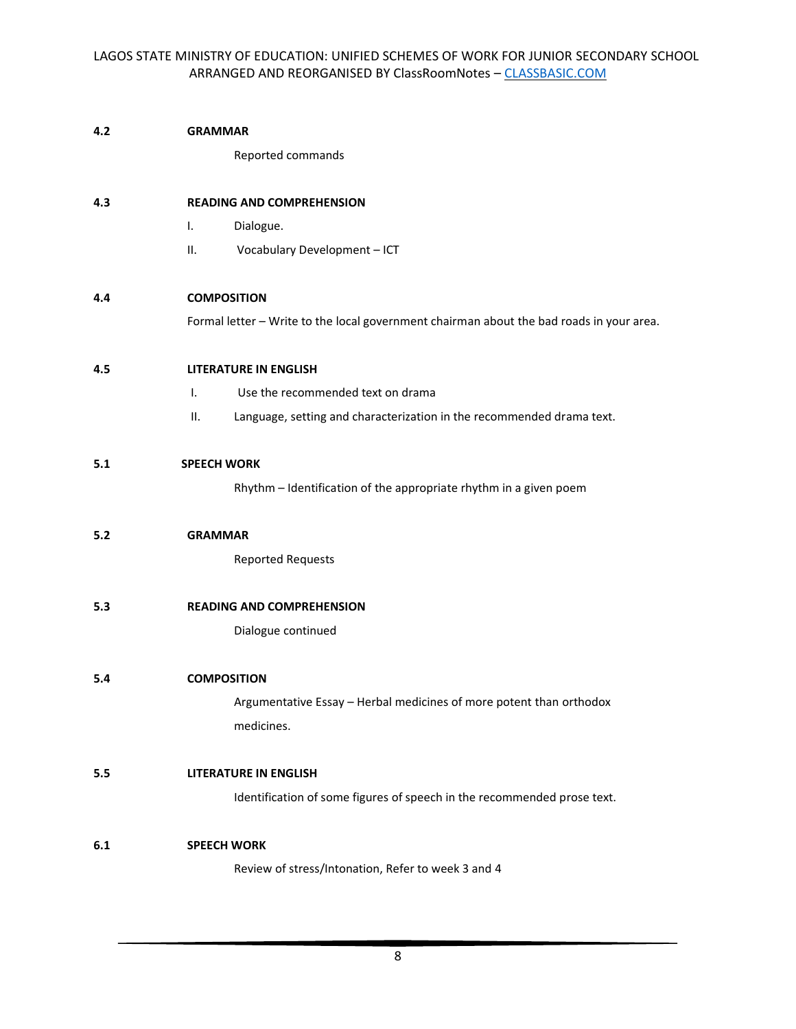**4.2 GRAMMAR**

Reported commands

**4.3 READING AND COMPREHENSION**

I. Dialogue.

II. Vocabulary Development – ICT

**4.4 COMPOSITION**

Formal letter – Write to the local government chairman about the bad roads in your area.

**4.5 LITERATURE IN ENGLISH**

I. Use the recommended text on drama

II. Language, setting and characterization in the recommended drama text.

**5.1 SPEECH WORK**

Rhythm – Identification of the appropriate rhythm in a given poem

**5.2 GRAMMAR**

Reported Requests

**5.3 READING AND COMPREHENSION**

Dialogue continued

**5.4 COMPOSITION**

Argumentative Essay – Herbal medicines of more potent than orthodox medicines.

**5.5 LITERATURE IN ENGLISH**

Identification of some figures of speech in the recommended prose text.

**6.1 SPEECH WORK**

Review of stress/Intonation, Refer to week 3 and 4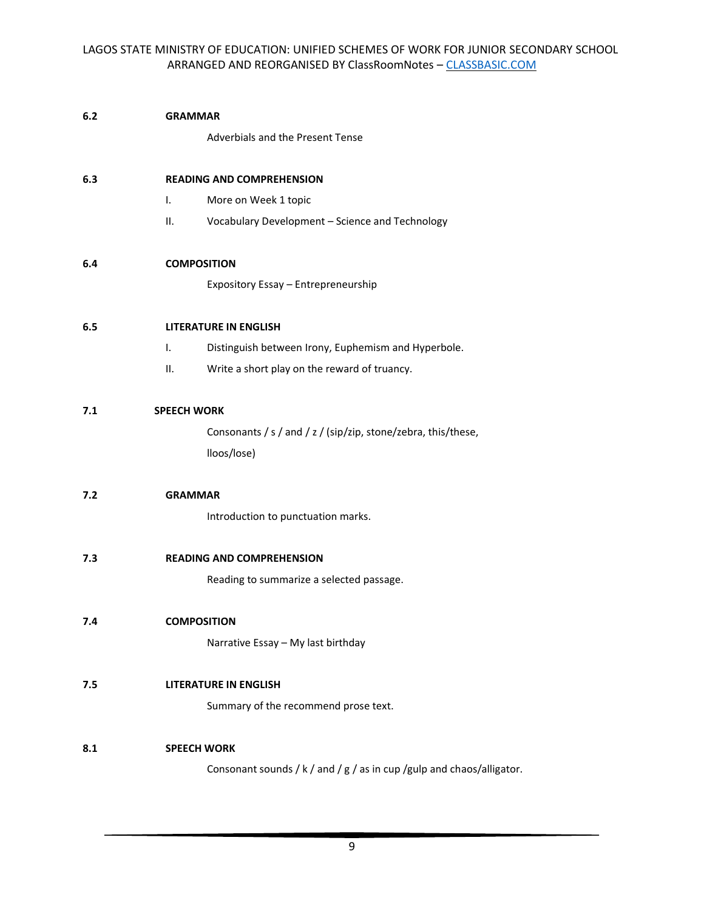**6.2 GRAMMAR**

Adverbials and the Present Tense

**6.3 READING AND COMPREHENSION**

I. More on Week 1 topic

II. Vocabulary Development – Science and Technology

**6.4 COMPOSITION**

Expository Essay – Entrepreneurship

**6.5 LITERATURE IN ENGLISH**

I. Distinguish between Irony, Euphemism and Hyperbole.

II. Write a short play on the reward of truancy.

**7.1 SPEECH WORK**

Consonants / s / and / z / (sip/zip, stone/zebra, this/these, lloos/lose)

**7.2 GRAMMAR**

Introduction to punctuation marks.

**7.3 READING AND COMPREHENSION**

Reading to summarize a selected passage.

**7.4 COMPOSITION**

Narrative Essay – My last birthday

**7.5 LITERATURE IN ENGLISH**

Summary of the recommend prose text.

**8.1 SPEECH WORK**

Consonant sounds / k / and / g / as in cup /gulp and chaos/alligator.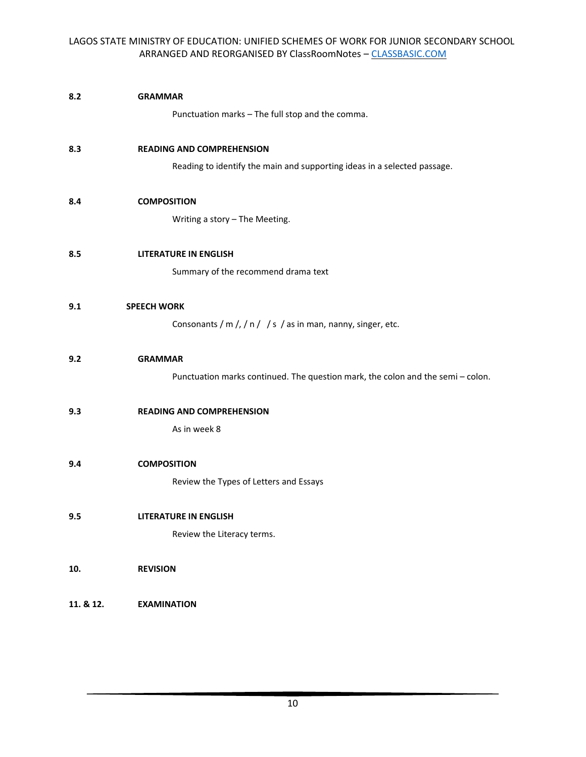**8.2 GRAMMAR**

Punctuation marks – The full stop and the comma.

**8.3 READING AND COMPREHENSION**

Reading to identify the main and supporting ideas in a selected passage.

**8.4 COMPOSITION**

Writing a story – The Meeting.

**8.5 LITERATURE IN ENGLISH**

Summary of the recommend drama text

**9.1 SPEECH WORK**

Consonants / m /, / n /  / s  / as in man, nanny, singer, etc.

**9.2 GRAMMAR**

Punctuation marks continued. The question mark, the colon and the semi – colon.

**9.3 READING AND COMPREHENSION**

As in week 8

**9.4 COMPOSITION**

Review the Types of Letters and Essays

**9.5 LITERATURE IN ENGLISH**

Review the Literacy terms.

**10. REVISION**

**11. & 12. EXAMINATION**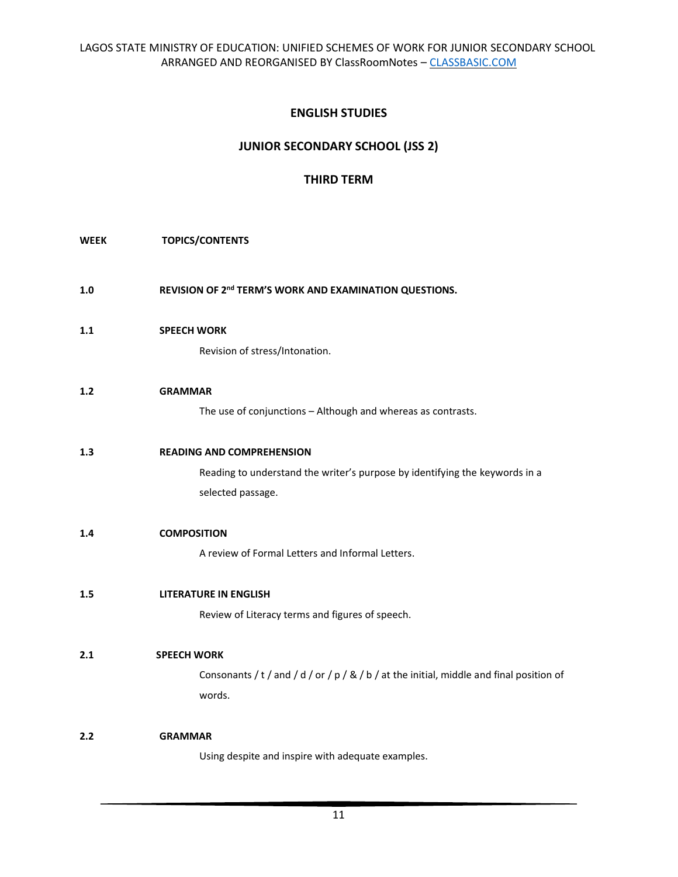## ENGLISH STUDIES

## JUNIOR SECONDARY SCHOOL (JSS 2)

## THIRD TERM

**WEEK** **TOPICS/CONTENTS**

**1.0** **REVISION OF 2nd TERM'S WORK AND EXAMINATION QUESTIONS.**

**1.1** **SPEECH WORK**

Revision of stress/Intonation.

**1.2** **GRAMMAR**

The use of conjunctions – Although and whereas as contrasts.

**1.3** **READING AND COMPREHENSION**

Reading to understand the writer's purpose by identifying the keywords in a selected passage.

**1.4** **COMPOSITION**

A review of Formal Letters and Informal Letters.

**1.5** **LITERATURE IN ENGLISH**

Review of Literacy terms and figures of speech.

**2.1** **SPEECH WORK**

Consonants / t / and / d / or / p / & / b / at the initial, middle and final position of words.

**2.2** **GRAMMAR**

Using despite and inspire with adequate examples.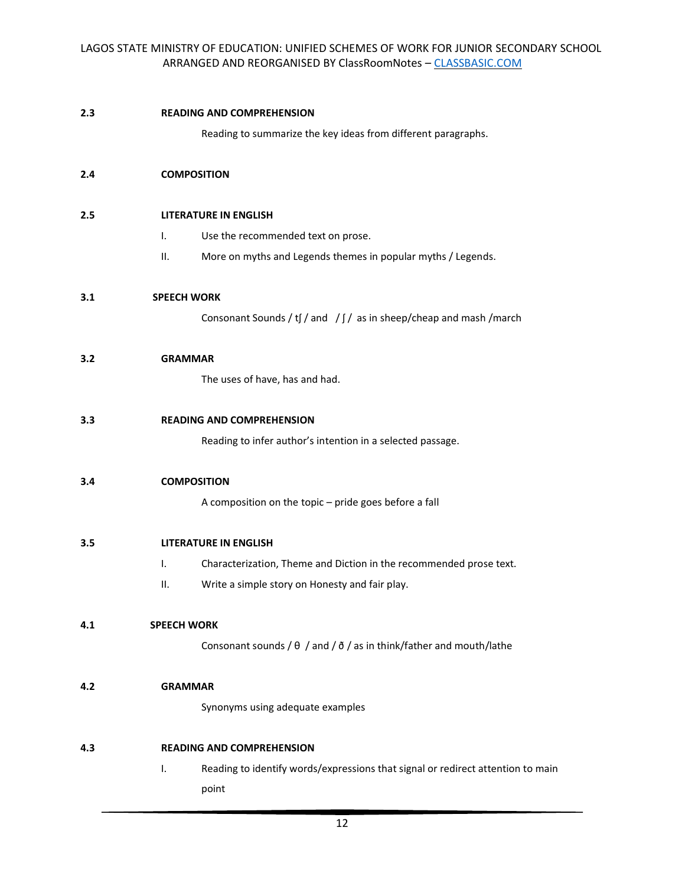**2.3 READING AND COMPREHENSION**

Reading to summarize the key ideas from different paragraphs.

**2.4 COMPOSITION**

**2.5 LITERATURE IN ENGLISH**

I. Use the recommended text on prose.

II. More on myths and Legends themes in popular myths / Legends.

**3.1 SPEECH WORK**

Consonant Sounds / tʃ / and / ʃ / as in sheep/cheap and mash /march

**3.2 GRAMMAR**

The uses of have, has and had.

**3.3 READING AND COMPREHENSION**

Reading to infer author's intention in a selected passage.

**3.4 COMPOSITION**

A composition on the topic – pride goes before a fall

**3.5 LITERATURE IN ENGLISH**

I. Characterization, Theme and Diction in the recommended prose text.

II. Write a simple story on Honesty and fair play.

**4.1 SPEECH WORK**

Consonant sounds / θ / and / ð / as in think/father and mouth/lathe

**4.2 GRAMMAR**

Synonyms using adequate examples

**4.3 READING AND COMPREHENSION**

I. Reading to identify words/expressions that signal or redirect attention to main point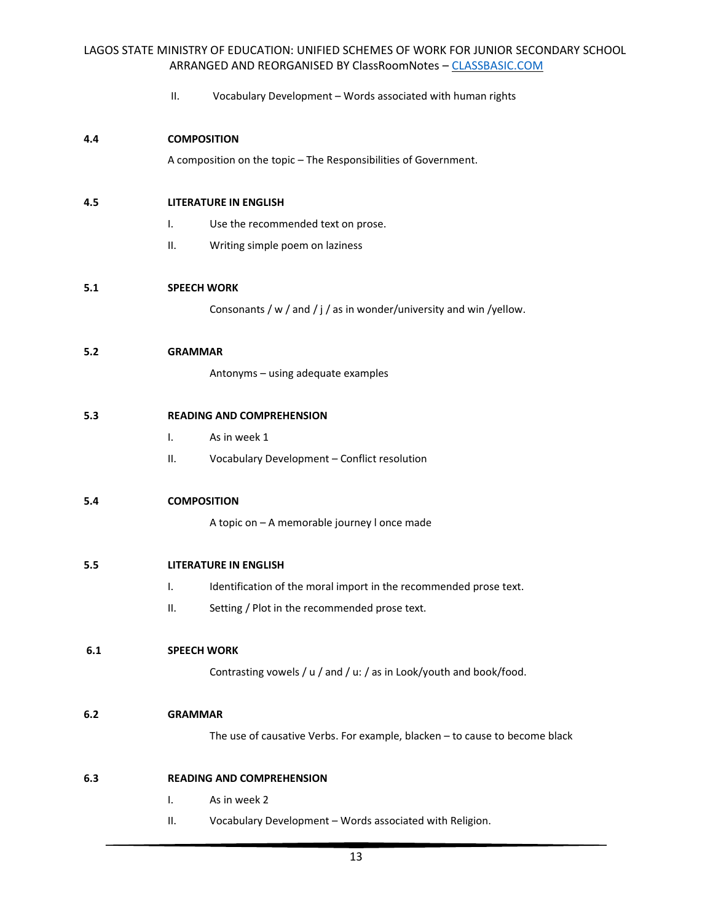II. Vocabulary Development – Words associated with human rights

**4.4 COMPOSITION**

A composition on the topic – The Responsibilities of Government.

**4.5 LITERATURE IN ENGLISH**

I. Use the recommended text on prose.

II. Writing simple poem on laziness

**5.1 SPEECH WORK**

Consonants / w / and / j / as in wonder/university and win /yellow.

**5.2 GRAMMAR**

Antonyms – using adequate examples

**5.3 READING AND COMPREHENSION**

I. As in week 1

II. Vocabulary Development – Conflict resolution

**5.4 COMPOSITION**

A topic on – A memorable journey l once made

**5.5 LITERATURE IN ENGLISH**

I. Identification of the moral import in the recommended prose text.

II. Setting / Plot in the recommended prose text.

**6.1 SPEECH WORK**

Contrasting vowels / u / and / u: / as in Look/youth and book/food.

**6.2 GRAMMAR**

The use of causative Verbs. For example, blacken – to cause to become black

**6.3 READING AND COMPREHENSION**

I. As in week 2

II. Vocabulary Development – Words associated with Religion.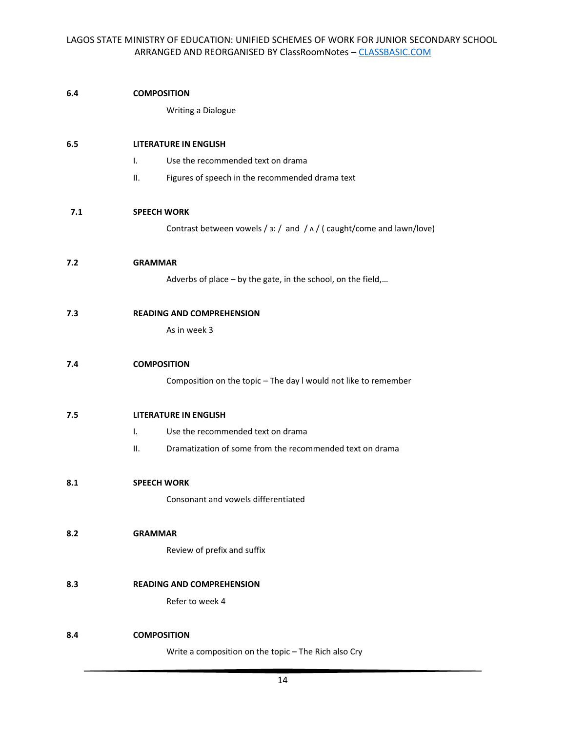**6.4 COMPOSITION**

Writing a Dialogue

**6.5 LITERATURE IN ENGLISH**

I. Use the recommended text on drama

II. Figures of speech in the recommended drama text

**7.1 SPEECH WORK**

Contrast between vowels / ɜ: / and / ʌ / ( caught/come and lawn/love)

**7.2 GRAMMAR**

Adverbs of place – by the gate, in the school, on the field,…

**7.3 READING AND COMPREHENSION**

As in week 3

**7.4 COMPOSITION**

Composition on the topic – The day I would not like to remember

**7.5 LITERATURE IN ENGLISH**

I. Use the recommended text on drama

II. Dramatization of some from the recommended text on drama

**8.1 SPEECH WORK**

Consonant and vowels differentiated

**8.2 GRAMMAR**

Review of prefix and suffix

**8.3 READING AND COMPREHENSION**

Refer to week 4

**8.4 COMPOSITION**

Write a composition on the topic – The Rich also Cry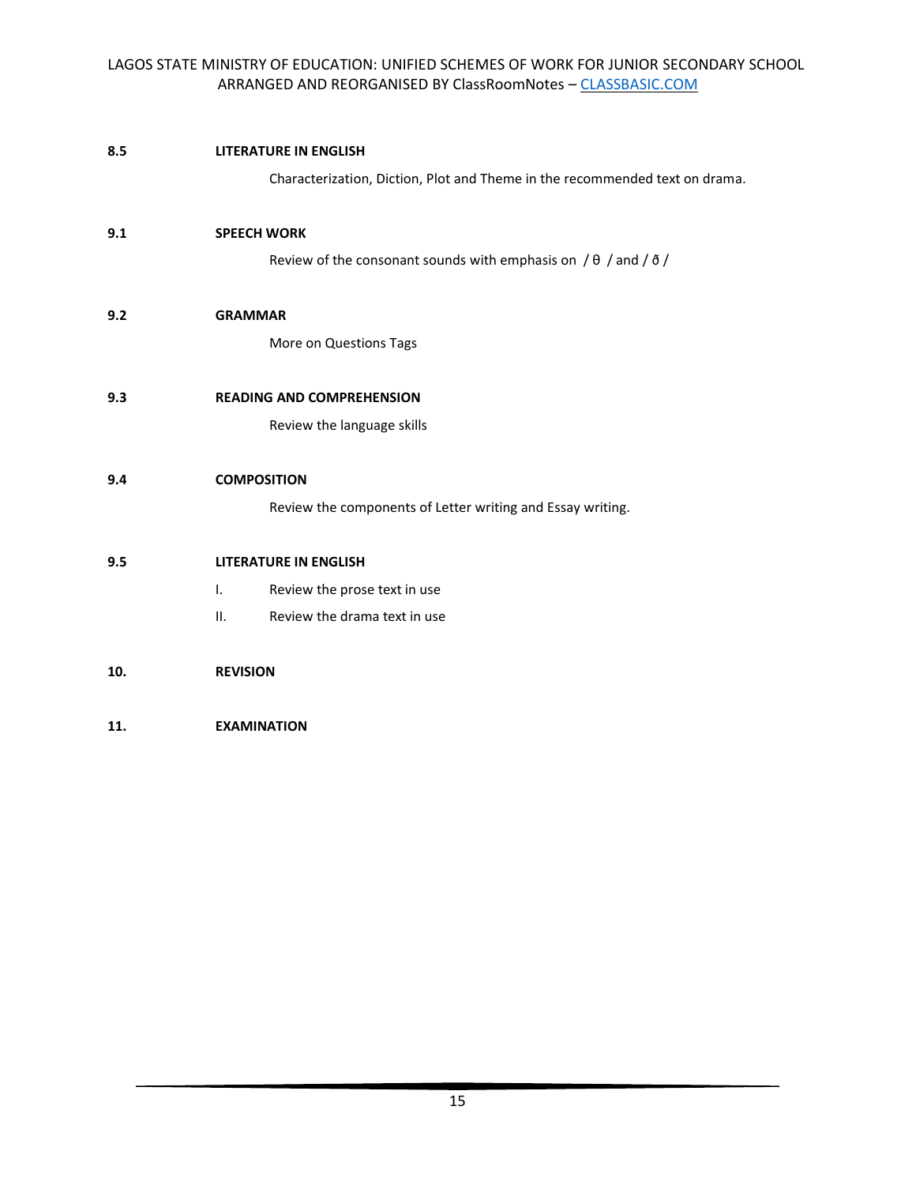**8.5 LITERATURE IN ENGLISH**

Characterization, Diction, Plot and Theme in the recommended text on drama.

**9.1 SPEECH WORK**

Review of the consonant sounds with emphasis on / θ / and / ð /

**9.2 GRAMMAR**

More on Questions Tags

**9.3 READING AND COMPREHENSION**

Review the language skills

**9.4 COMPOSITION**

Review the components of Letter writing and Essay writing.

**9.5 LITERATURE IN ENGLISH**

I. Review the prose text in use

II. Review the drama text in use

**10. REVISION**

**11. EXAMINATION**